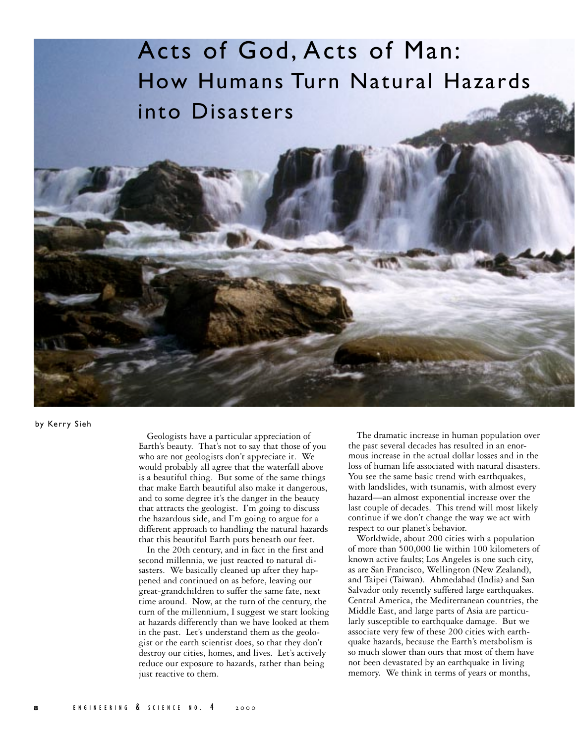# Acts of God, Acts of Man: How Humans Turn Natural Hazards into Disasters

by Kerry Sieh

Geologists have a particular appreciation of Earth's beauty. That's not to say that those of you who are not geologists don't appreciate it. We would probably all agree that the waterfall above is a beautiful thing. But some of the same things that make Earth beautiful also make it dangerous, and to some degree it's the danger in the beauty that attracts the geologist. I'm going to discuss the hazardous side, and I'm going to argue for a different approach to handling the natural hazards that this beautiful Earth puts beneath our feet.

In the 20th century, and in fact in the first and second millennia, we just reacted to natural disasters. We basically cleaned up after they happened and continued on as before, leaving our great-grandchildren to suffer the same fate, next time around. Now, at the turn of the century, the turn of the millennium, I suggest we start looking at hazards differently than we have looked at them in the past. Let's understand them as the geologist or the earth scientist does, so that they don't destroy our cities, homes, and lives. Let's actively reduce our exposure to hazards, rather than being just reactive to them.

The dramatic increase in human population over the past several decades has resulted in an enormous increase in the actual dollar losses and in the loss of human life associated with natural disasters. You see the same basic trend with earthquakes, with landslides, with tsunamis, with almost every hazard—an almost exponential increase over the last couple of decades. This trend will most likely continue if we don't change the way we act with respect to our planet's behavior.

Worldwide, about 200 cities with a population of more than 500,000 lie within 100 kilometers of known active faults; Los Angeles is one such city, as are San Francisco, Wellington (New Zealand), and Taipei (Taiwan). Ahmedabad (India) and San Salvador only recently suffered large earthquakes. Central America, the Mediterranean countries, the Middle East, and large parts of Asia are particularly susceptible to earthquake damage. But we associate very few of these 200 cities with earthquake hazards, because the Earth's metabolism is so much slower than ours that most of them have not been devastated by an earthquake in living memory. We think in terms of years or months,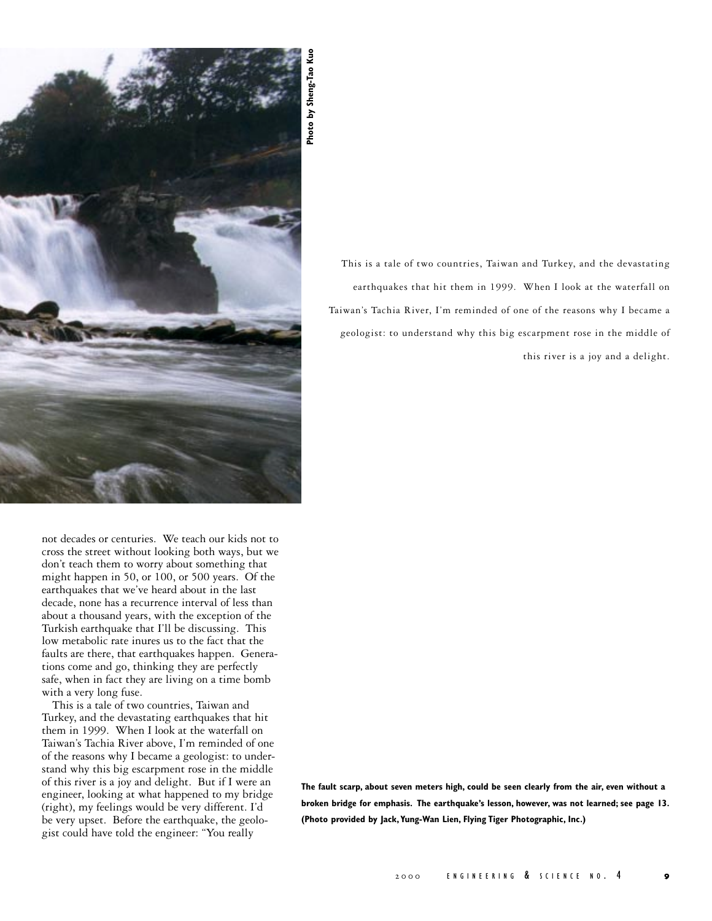Photo by Sheng-Tao Kuo

This is a tale of two countries, Taiwan and Turkey, and the devastating earthquakes that hit them in 1999. When I look at the waterfall on Taiwan's Tachia River, I'm reminded of one of the reasons why I became a geologist: to understand why this big escarpment rose in the middle of this river is a joy and a delight.

not decades or centuries. We teach our kids not to cross the street without looking both ways, but we don't teach them to worry about something that might happen in 50, or 100, or 500 years. Of the earthquakes that we've heard about in the last decade, none has a recurrence interval of less than about a thousand years, with the exception of the Turkish earthquake that I'll be discussing. This low metabolic rate inures us to the fact that the faults are there, that earthquakes happen. Generations come and go, thinking they are perfectly safe, when in fact they are living on a time bomb with a very long fuse.

This is a tale of two countries, Taiwan and Turkey, and the devastating earthquakes that hit them in 1999. When I look at the waterfall on Taiwan's Tachia River above, I'm reminded of one of the reasons why I became a geologist: to understand why this big escarpment rose in the middle of this river is a joy and delight. But if I were an engineer, looking at what happened to my bridge (right), my feelings would be very different. I'd be very upset. Before the earthquake, the geologist could have told the engineer: "You really

**The fault scarp, about seven meters high, could be seen clearly from the air, even without a broken bridge for emphasis. The earthquake's lesson, however, was not learned; see page 13. (Photo provided by Jack, Yung-Wan Lien, Flying Tiger Photographic, Inc.)**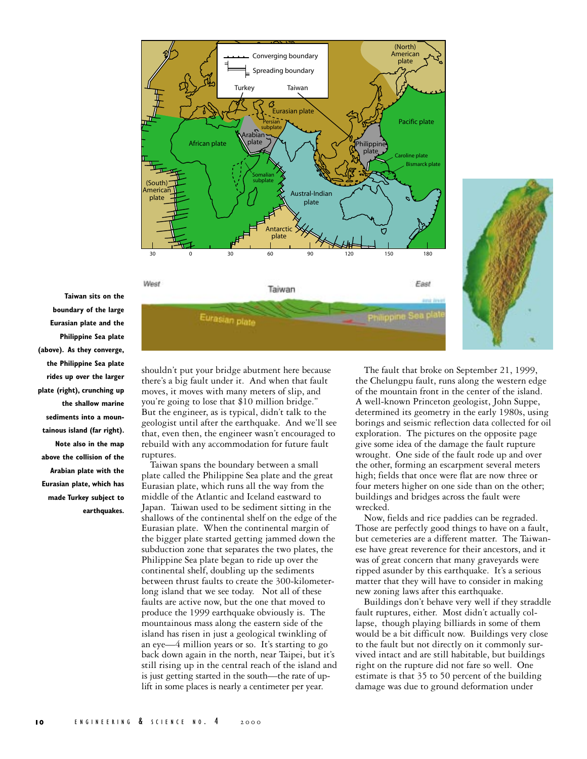Taiwan sits on the boundary of the large Eurasian plate and the Philippine Sea plate (above). As they converge, the Philippine Sea plate rides up over the larger plate (right), crunching up the shallow marine sediments into a mountainous island (far right). Note also in the map above the collision of the Arabian plate with the Eurasian plate, which has made Turkey subject to earthquakes.

shouldn't put your bridge abutment here because there's a big fault under it. And when that fault moves, it moves with many meters of slip, and you're going to lose that $10 million bridge." But the engineer, as is typical, didn't talk to the geologist until after the earthquake. And we'll see that, even then, the engineer wasn't encouraged to rebuild with any accommodation for future fault ruptures.

Taiwan spans the boundary between a small plate called the Philippine Sea plate and the great Eurasian plate, which runs all the way from the middle of the Atlantic and Iceland eastward to Japan. Taiwan used to be sediment sitting in the shallows of the continental shelf on the edge of the Eurasian plate. When the continental margin of the bigger plate started getting jammed down the subduction zone that separates the two plates, the Philippine Sea plate began to ride up over the continental shelf, doubling up the sediments between thrust faults to create the 300-kilometer-long island that we see today. Not all of these faults are active now, but the one that moved to produce the 1999 earthquake obviously is. The mountainous mass along the eastern side of the island has risen in just a geological twinkling of an eye—4 million years or so. It's starting to go back down again in the north, near Taipei, but it's still rising up in the central reach of the island and is just getting started in the south—the rate of uplift in some places is nearly a centimeter per year.

The fault that broke on September 21, 1999, the Chelungpu fault, runs along the western edge of the mountain front in the center of the island. A well-known Princeton geologist, John Suppe, determined its geometry in the early 1980s, using borings and seismic reflection data collected for oil exploration. The pictures on the opposite page give some idea of the damage the fault rupture wrought. One side of the fault rode up and over the other, forming an escarpment several meters high; fields that once were flat are now three or four meters higher on one side than on the other; buildings and bridges across the fault were wrecked.

Now, fields and rice paddies can be regraded. Those are perfectly good things to have on a fault, but cemeteries are a different matter. The Taiwanese have great reverence for their ancestors, and it was of great concern that many graveyards were ripped asunder by this earthquake. It's a serious matter that they will have to consider in making new zoning laws after this earthquake.

Buildings don't behave very well if they straddle fault ruptures, either. Most didn't actually collapse, though playing billiards in some of them would be a bit difficult now. Buildings very close to the fault but not directly on it commonly survived intact and are still habitable, but buildings right on the rupture did not fare so well. One estimate is that 35 to 50 percent of the building damage was due to ground deformation under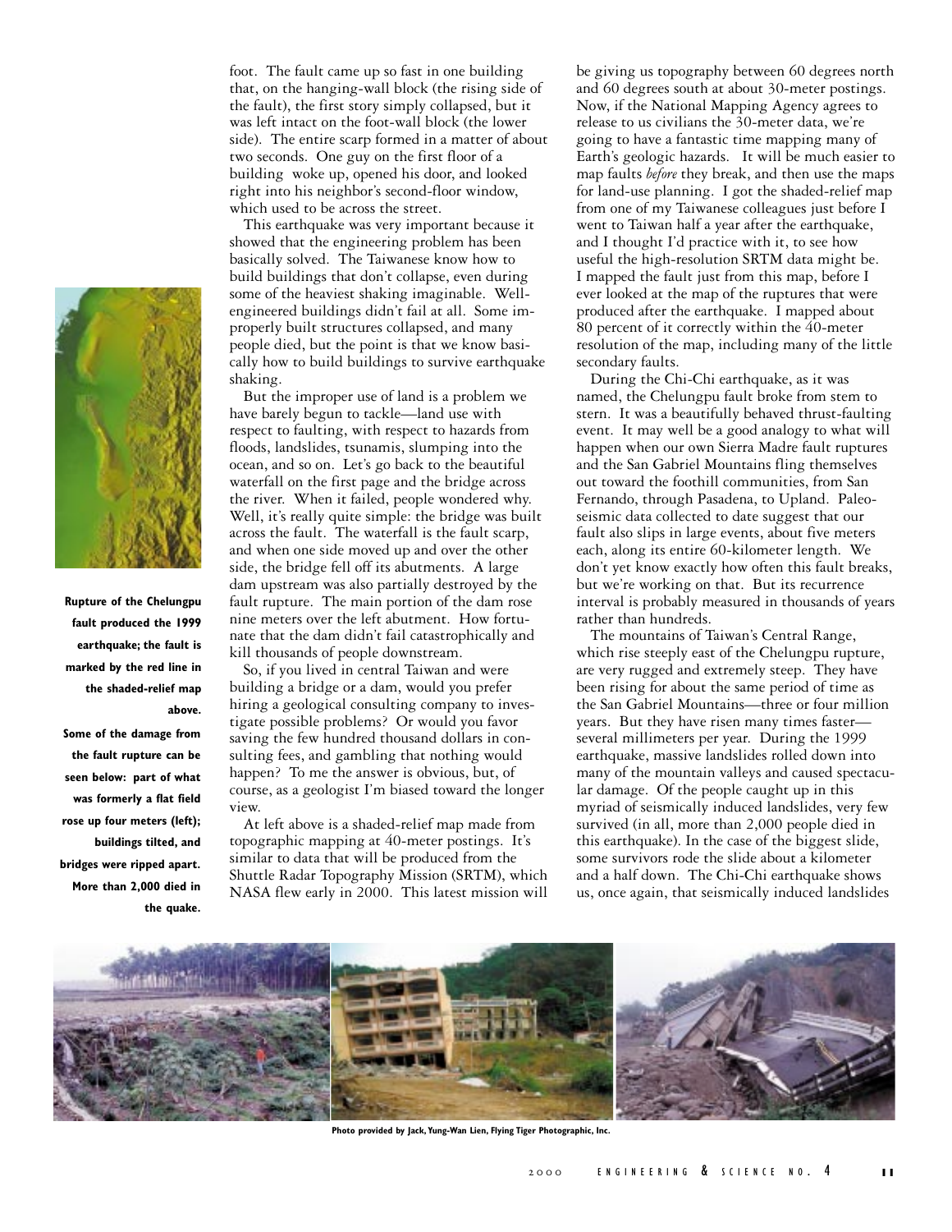foot. The fault came up so fast in one building that, on the hanging-wall block (the rising side of the fault), the first story simply collapsed, but it was left intact on the foot-wall block (the lower side). The entire scarp formed in a matter of about two seconds. One guy on the first floor of a building woke up, opened his door, and looked right into his neighbor's second-floor window, which used to be across the street.

This earthquake was very important because it showed that the engineering problem has been basically solved. The Taiwanese know how to build buildings that don't collapse, even during some of the heaviest shaking imaginable. Well-engineered buildings didn't fail at all. Some improperly built structures collapsed, and many people died, but the point is that we know basically how to build buildings to survive earthquake shaking.

But the improper use of land is a problem we have barely begun to tackle—land use with respect to faulting, with respect to hazards from floods, landslides, tsunamis, slumping into the ocean, and so on. Let's go back to the beautiful waterfall on the first page and the bridge across the river. When it failed, people wondered why. Well, it's really quite simple: the bridge was built across the fault. The waterfall is the fault scarp, and when one side moved up and over the other side, the bridge fell off its abutments. A large dam upstream was also partially destroyed by the fault rupture. The main portion of the dam rose nine meters over the left abutment. How fortunate that the dam didn't fail catastrophically and kill thousands of people downstream.

So, if you lived in central Taiwan and were building a bridge or a dam, would you prefer hiring a geological consulting company to investigate possible problems? Or would you favor saving the few hundred thousand dollars in consulting fees, and gambling that nothing would happen? To me the answer is obvious, but, of course, as a geologist I'm biased toward the longer view.

At left above is a shaded-relief map made from topographic mapping at 40-meter postings. It's similar to data that will be produced from the Shuttle Radar Topography Mission (SRTM), which NASA flew early in 2000. This latest mission will be giving us topography between 60 degrees north and 60 degrees south at about 30-meter postings. Now, if the National Mapping Agency agrees to release to us civilians the 30-meter data, we're going to have a fantastic time mapping many of Earth's geologic hazards. It will be much easier to map faults *before* they break, and then use the maps for land-use planning. I got the shaded-relief map from one of my Taiwanese colleagues just before I went to Taiwan half a year after the earthquake, and I thought I'd practice with it, to see how useful the high-resolution SRTM data might be. I mapped the fault just from this map, before I ever looked at the map of the ruptures that were produced after the earthquake. I mapped about 80 percent of it correctly within the 40-meter resolution of the map, including many of the little secondary faults.

During the Chi-Chi earthquake, as it was named, the Chelungpu fault broke from stem to stern. It was a beautifully behaved thrust-faulting event. It may well be a good analogy to what will happen when our own Sierra Madre fault ruptures and the San Gabriel Mountains fling themselves out toward the foothill communities, from San Fernando, through Pasadena, to Upland. Paleoseismic data collected to date suggest that our fault also slips in large events, about five meters each, along its entire 60-kilometer length. We don't yet know exactly how often this fault breaks, but we're working on that. But its recurrence interval is probably measured in thousands of years rather than hundreds.

The mountains of Taiwan's Central Range, which rise steeply east of the Chelungpu rupture, are very rugged and extremely steep. They have been rising for about the same period of time as the San Gabriel Mountains—three or four million years. But they have risen many times faster—several millimeters per year. During the 1999 earthquake, massive landslides rolled down into many of the mountain valleys and caused spectacular damage. Of the people caught up in this myriad of seismically induced landslides, very few survived (in all, more than 2,000 people died in this earthquake). In the case of the biggest slide, some survivors rode the slide about a kilometer and a half down. The Chi-Chi earthquake shows us, once again, that seismically induced landslides

**Rupture of the Chelungpu fault produced the 1999 earthquake; the fault is marked by the red line in the shaded-relief map above.**

**Some of the damage from the fault rupture can be seen below: part of what was formerly a flat field rose up four meters (left); buildings tilted, and bridges were ripped apart. More than 2,000 died in the quake.**

**Photo provided by Jack, Yung-Wan Lien, Flying Tiger Photographic, Inc.**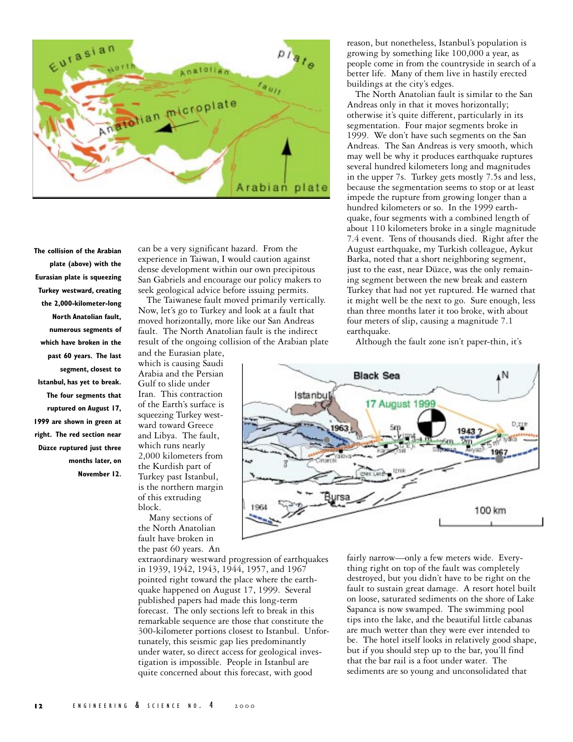The collision of the Arabian plate (above) with the Eurasian plate is squeezing Turkey westward, creating the 2,000-kilometer-long North Anatolian fault, numerous segments of which have broken in the past 60 years. The last segment, closest to Istanbul, has yet to break. The four segments that ruptured on August 17, 1999 are shown in green at right. The red section near Düzce ruptured just three months later, on November 12.

can be a very significant hazard. From the experience in Taiwan, I would caution against dense development within our own precipitous San Gabriels and encourage our policy makers to seek geological advice before issuing permits.

The Taiwanese fault moved primarily vertically. Now, let's go to Turkey and look at a fault that moved horizontally, more like our San Andreas fault. The North Anatolian fault is the indirect result of the ongoing collision of the Arabian plate and the Eurasian plate, which is causing Saudi Arabia and the Persian Gulf to slide under Iran. This contraction of the Earth's surface is squeezing Turkey westward toward Greece and Libya. The fault, which runs nearly 2,000 kilometers from the Kurdish part of Turkey past Istanbul, is the northern margin of this extruding block.

Many sections of the North Anatolian fault have broken in the past 60 years. An extraordinary westward progression of earthquakes in 1939, 1942, 1943, 1944, 1957, and 1967 pointed right toward the place where the earthquake happened on August 17, 1999. Several published papers had made this long-term forecast. The only sections left to break in this remarkable sequence are those that constitute the 300-kilometer portions closest to Istanbul. Unfortunately, this seismic gap lies predominantly under water, so direct access for geological investigation is impossible. People in Istanbul are quite concerned about this forecast, with good reason, but nonetheless, Istanbul's population is growing by something like 100,000 a year, as people come in from the countryside in search of a better life. Many of them live in hastily erected buildings at the city's edges.

The North Anatolian fault is similar to the San Andreas only in that it moves horizontally; otherwise it's quite different, particularly in its segmentation. Four major segments broke in 1999. We don't have such segments on the San Andreas. The San Andreas is very smooth, which may well be why it produces earthquake ruptures several hundred kilometers long and magnitudes in the upper 7s. Turkey gets mostly 7.5s and less, because the segmentation seems to stop or at least impede the rupture from growing longer than a hundred kilometers or so. In the 1999 earthquake, four segments with a combined length of about 110 kilometers broke in a single magnitude 7.4 event. Tens of thousands died. Right after the August earthquake, my Turkish colleague, Aykut Barka, noted that a short neighboring segment, just to the east, near Düzce, was the only remaining segment between the new break and eastern Turkey that had not yet ruptured. He warned that it might well be the next to go. Sure enough, less than three months later it too broke, with about four meters of slip, causing a magnitude 7.1 earthquake.

Although the fault zone isn't paper-thin, it's fairly narrow—only a few meters wide. Everything right on top of the fault was completely destroyed, but you didn't have to be right on the fault to sustain great damage. A resort hotel built on loose, saturated sediments on the shore of Lake Sapanca is now swamped. The swimming pool tips into the lake, and the beautiful little cabanas are much wetter than they were ever intended to be. The hotel itself looks in relatively good shape, but if you should step up to the bar, you'll find that the bar rail is a foot under water. The sediments are so young and unconsolidated that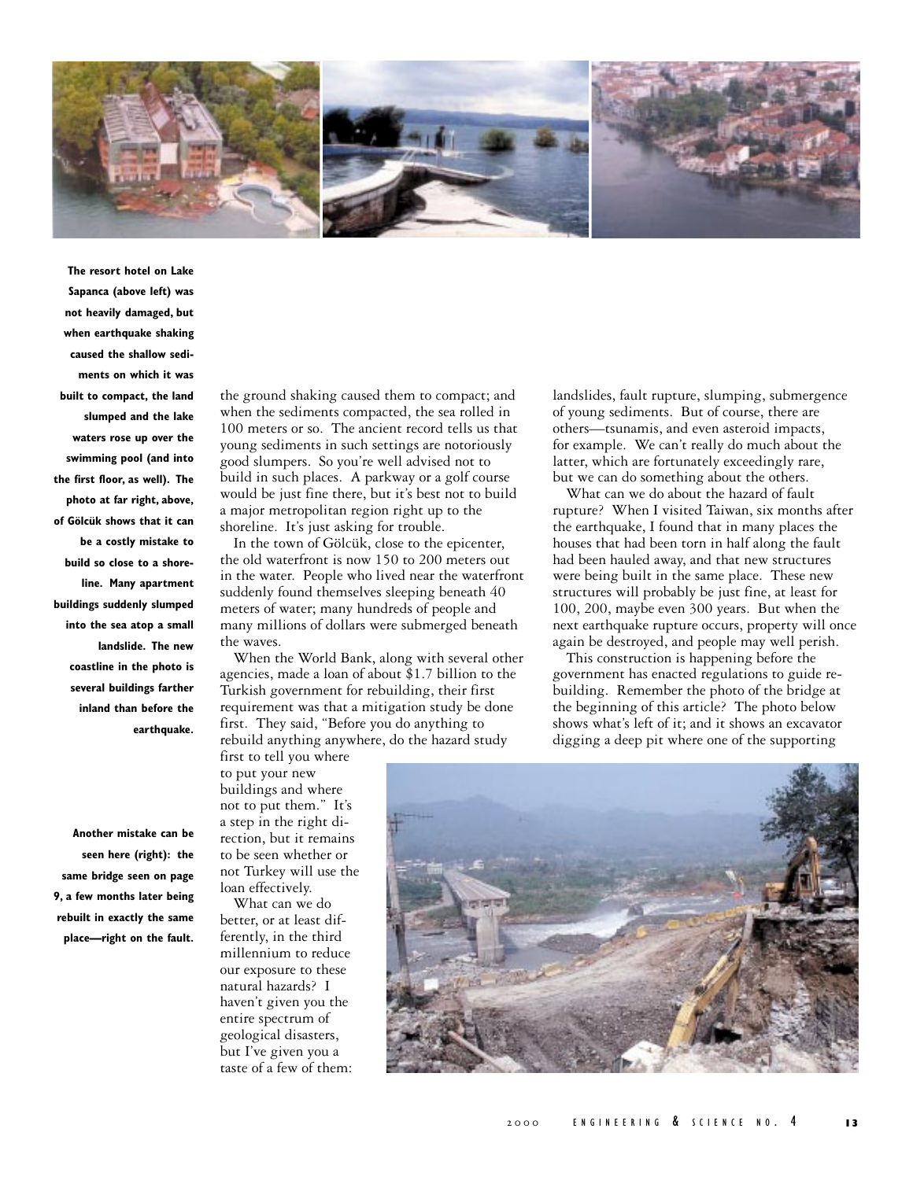**The resort hotel on Lake Sapanca (above left) was not heavily damaged, but when earthquake shaking caused the shallow sediments on which it was built to compact, the land slumped and the lake waters rose up over the swimming pool (and into the first floor, as well). The photo at far right, above, of Gölcük shows that it can be a costly mistake to build so close to a shoreline. Many apartment buildings suddenly slumped into the sea atop a small landslide. The new coastline in the photo is several buildings farther inland than before the earthquake.**

**Another mistake can be seen here (right): the same bridge seen on page 9, a few months later being rebuilt in exactly the same place—right on the fault.**

the ground shaking caused them to compact; and when the sediments compacted, the sea rolled in 100 meters or so. The ancient record tells us that young sediments in such settings are notoriously good slumpers. So you're well advised not to build in such places. A parkway or a golf course would be just fine there, but it's best not to build a major metropolitan region right up to the shoreline. It's just asking for trouble.

In the town of Gölcük, close to the epicenter, the old waterfront is now 150 to 200 meters out in the water. People who lived near the waterfront suddenly found themselves sleeping beneath 40 meters of water; many hundreds of people and many millions of dollars were submerged beneath the waves.

When the World Bank, along with several other agencies, made a loan of about $1.7 billion to the Turkish government for rebuilding, their first requirement was that a mitigation study be done first. They said, "Before you do anything to rebuild anything anywhere, do the hazard study first to tell you where to put your new buildings and where not to put them." It's a step in the right direction, but it remains to be seen whether or not Turkey will use the loan effectively.

What can we do better, or at least differently, in the third millennium to reduce our exposure to these natural hazards? I haven't given you the entire spectrum of geological disasters, but I've given you a taste of a few of them: landslides, fault rupture, slumping, submergence of young sediments. But of course, there are others—tsunamis, and even asteroid impacts, for example. We can't really do much about the latter, which are fortunately exceedingly rare, but we can do something about the others.

What can we do about the hazard of fault rupture? When I visited Taiwan, six months after the earthquake, I found that in many places the houses that had been torn in half along the fault had been hauled away, and that new structures were being built in the same place. These new structures will probably be just fine, at least for 100, 200, maybe even 300 years. But when the next earthquake rupture occurs, property will once again be destroyed, and people may well perish.

This construction is happening before the government has enacted regulations to guide rebuilding. Remember the photo of the bridge at the beginning of this article? The photo below shows what's left of it; and it shows an excavator digging a deep pit where one of the supporting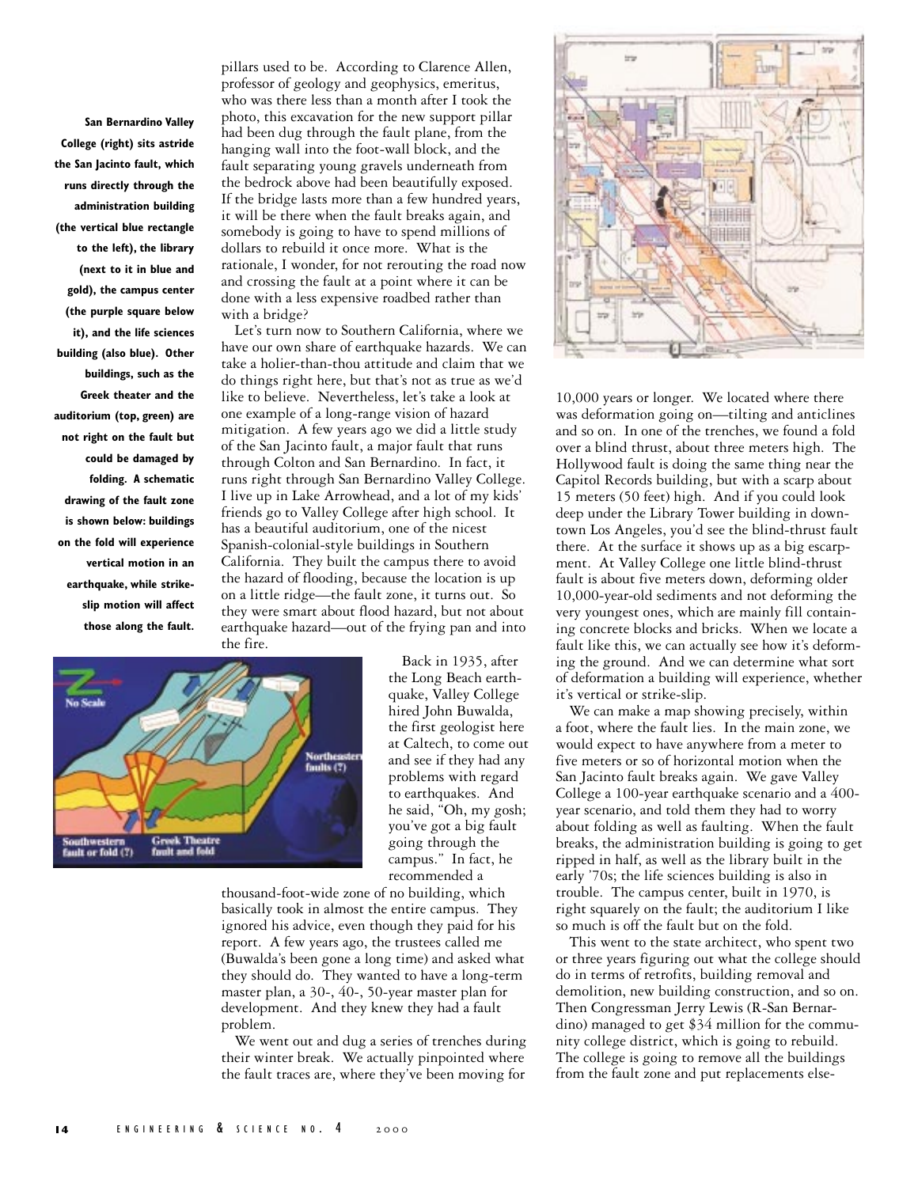pillars used to be. According to Clarence Allen, professor of geology and geophysics, emeritus, who was there less than a month after I took the photo, this excavation for the new support pillar had been dug through the fault plane, from the hanging wall into the foot-wall block, and the fault separating young gravels underneath from the bedrock above had been beautifully exposed. If the bridge lasts more than a few hundred years, it will be there when the fault breaks again, and somebody is going to have to spend millions of dollars to rebuild it once more. What is the rationale, I wonder, for not rerouting the road now and crossing the fault at a point where it can be done with a less expensive roadbed rather than with a bridge?

**San Bernardino Valley College (right) sits astride the San Jacinto fault, which runs directly through the administration building (the vertical blue rectangle to the left), the library (next to it in blue and gold), the campus center (the purple square below it), and the life sciences building (also blue). Other buildings, such as the Greek theater and the auditorium (top, green) are not right on the fault but could be damaged by folding. A schematic drawing of the fault zone is shown below: buildings on the fold will experience vertical motion in an earthquake, while strike-slip motion will affect those along the fault.**

Let's turn now to Southern California, where we have our own share of earthquake hazards. We can take a holier-than-thou attitude and claim that we do things right here, but that's not as true as we'd like to believe. Nevertheless, let's take a look at one example of a long-range vision of hazard mitigation. A few years ago we did a little study of the San Jacinto fault, a major fault that runs through Colton and San Bernardino. In fact, it runs right through San Bernardino Valley College. I live up in Lake Arrowhead, and a lot of my kids' friends go to Valley College after high school. It has a beautiful auditorium, one of the nicest Spanish-colonial-style buildings in Southern California. They built the campus there to avoid the hazard of flooding, because the location is up on a little ridge—the fault zone, it turns out. So they were smart about flood hazard, but not about earthquake hazard—out of the frying pan and into the fire.

Back in 1935, after the Long Beach earthquake, Valley College hired John Buwalda, the first geologist here at Caltech, to come out and see if they had any problems with regard to earthquakes. And he said, "Oh, my gosh; you've got a big fault going through the campus." In fact, he recommended a thousand-foot-wide zone of no building, which basically took in almost the entire campus. They ignored his advice, even though they paid for his report. A few years ago, the trustees called me (Buwalda's been gone a long time) and asked what they should do. They wanted to have a long-term master plan, a 30-, 40-, 50-year master plan for development. And they knew they had a fault problem.

We went out and dug a series of trenches during their winter break. We actually pinpointed where the fault traces are, where they've been moving for 10,000 years or longer. We located where there was deformation going on—tilting and anticlines and so on. In one of the trenches, we found a fold over a blind thrust, about three meters high. The Hollywood fault is doing the same thing near the Capitol Records building, but with a scarp about 15 meters (50 feet) high. And if you could look deep under the Library Tower building in downtown Los Angeles, you'd see the blind-thrust fault there. At the surface it shows up as a big escarpment. At Valley College one little blind-thrust fault is about five meters down, deforming older 10,000-year-old sediments and not deforming the very youngest ones, which are mainly fill containing concrete blocks and bricks. When we locate a fault like this, we can actually see how it's deforming the ground. And we can determine what sort of deformation a building will experience, whether it's vertical or strike-slip.

We can make a map showing precisely, within a foot, where the fault lies. In the main zone, we would expect to have anywhere from a meter to five meters or so of horizontal motion when the San Jacinto fault breaks again. We gave Valley College a 100-year earthquake scenario and a 400-year scenario, and told them they had to worry about folding as well as faulting. When the fault breaks, the administration building is going to get ripped in half, as well as the library built in the early '70s; the life sciences building is also in trouble. The campus center, built in 1970, is right squarely on the fault; the auditorium I like so much is off the fault but on the fold.

This went to the state architect, who spent two or three years figuring out what the college should do in terms of retrofits, building removal and demolition, new building construction, and so on. Then Congressman Jerry Lewis (R-San Bernardino) managed to get $34 million for the community college district, which is going to rebuild. The college is going to remove all the buildings from the fault zone and put replacements else-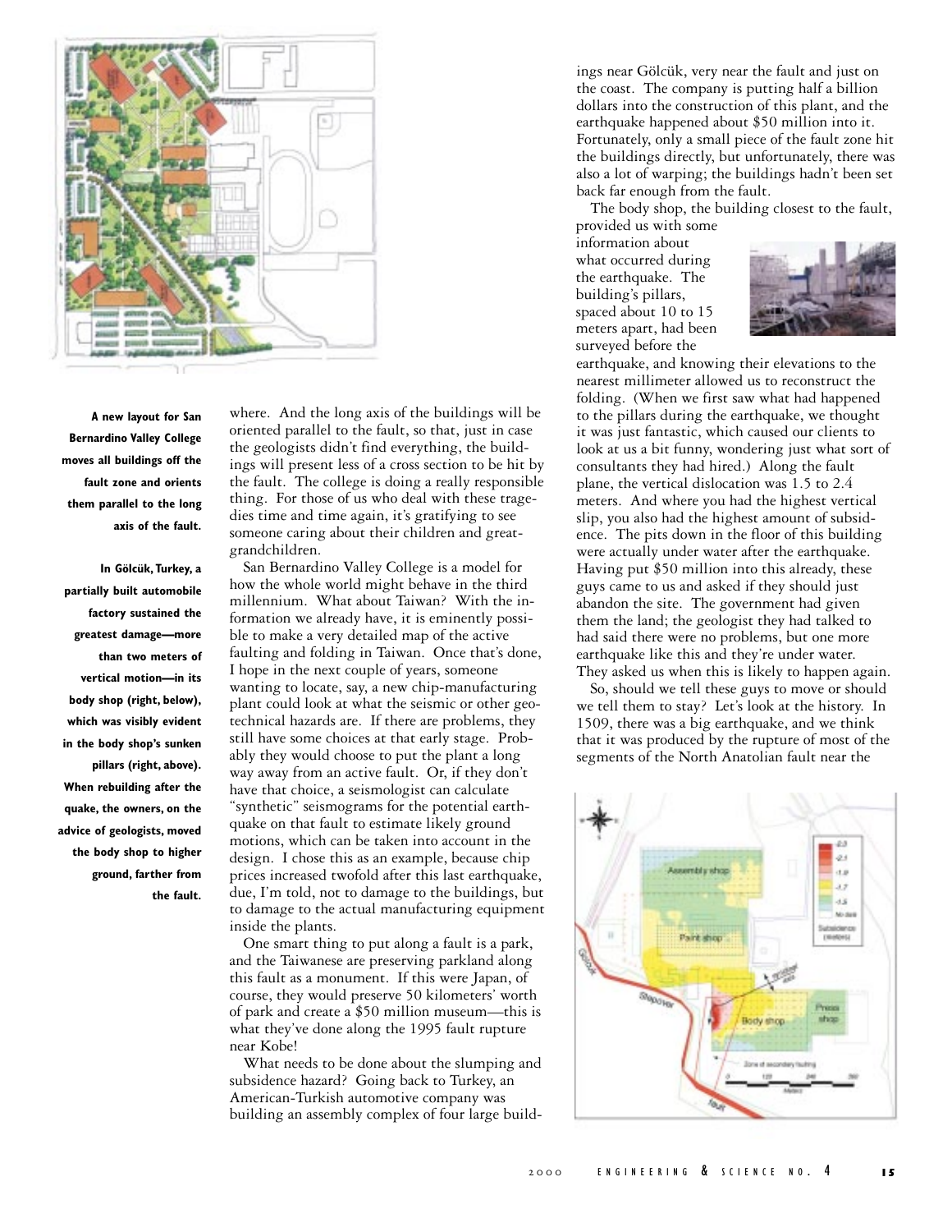A new layout for San Bernardino Valley College moves all buildings off the fault zone and orients them parallel to the long axis of the fault.

In Gölcük, Turkey, a partially built automobile factory sustained the greatest damage—more than two meters of vertical motion—in its body shop (right, below), which was visibly evident in the body shop's sunken pillars (right, above). When rebuilding after the quake, the owners, on the advice of geologists, moved the body shop to higher ground, farther from the fault.

where. And the long axis of the buildings will be oriented parallel to the fault, so that, just in case the geologists didn't find everything, the buildings will present less of a cross section to be hit by the fault. The college is doing a really responsible thing. For those of us who deal with these tragedies time and time again, it's gratifying to see someone caring about their children and great-grandchildren.

San Bernardino Valley College is a model for how the whole world might behave in the third millennium. What about Taiwan? With the information we already have, it is eminently possible to make a very detailed map of the active faulting and folding in Taiwan. Once that's done, I hope in the next couple of years, someone wanting to locate, say, a new chip-manufacturing plant could look at what the seismic or other geotechnical hazards are. If there are problems, they still have some choices at that early stage. Probably they would choose to put the plant a long way away from an active fault. Or, if they don't have that choice, a seismologist can calculate "synthetic" seismograms for the potential earthquake on that fault to estimate likely ground motions, which can be taken into account in the design. I chose this as an example, because chip prices increased twofold after this last earthquake, due, I'm told, not to damage to the buildings, but to damage to the actual manufacturing equipment inside the plants.

One smart thing to put along a fault is a park, and the Taiwanese are preserving parkland along this fault as a monument. If this were Japan, of course, they would preserve 50 kilometers' worth of park and create a $50 million museum—this is what they've done along the 1995 fault rupture near Kobe!

What needs to be done about the slumping and subsidence hazard? Going back to Turkey, an American-Turkish automotive company was building an assembly complex of four large buildings near Gölcük, very near the fault and just on the coast. The company is putting half a billion dollars into the construction of this plant, and the earthquake happened about $50 million into it. Fortunately, only a small piece of the fault zone hit the buildings directly, but unfortunately, there was also a lot of warping; the buildings hadn't been set back far enough from the fault.

The body shop, the building closest to the fault, provided us with some information about what occurred during the earthquake. The building's pillars, spaced about 10 to 15 meters apart, had been surveyed before the earthquake, and knowing their elevations to the nearest millimeter allowed us to reconstruct the folding. (When we first saw what had happened to the pillars during the earthquake, we thought it was just fantastic, which caused our clients to look at us a bit funny, wondering just what sort of consultants they had hired.) Along the fault plane, the vertical dislocation was 1.5 to 2.4 meters. And where you had the highest vertical slip, you also had the highest amount of subsidence. The pits down in the floor of this building were actually under water after the earthquake. Having put $50 million into this already, these guys came to us and asked if they should just abandon the site. The government had given them the land; the geologist they had talked to had said there were no problems, but one more earthquake like this and they're under water. They asked us when this is likely to happen again.

So, should we tell these guys to move or should we tell them to stay? Let's look at the history. In 1509, there was a big earthquake, and we think that it was produced by the rupture of most of the segments of the North Anatolian fault near the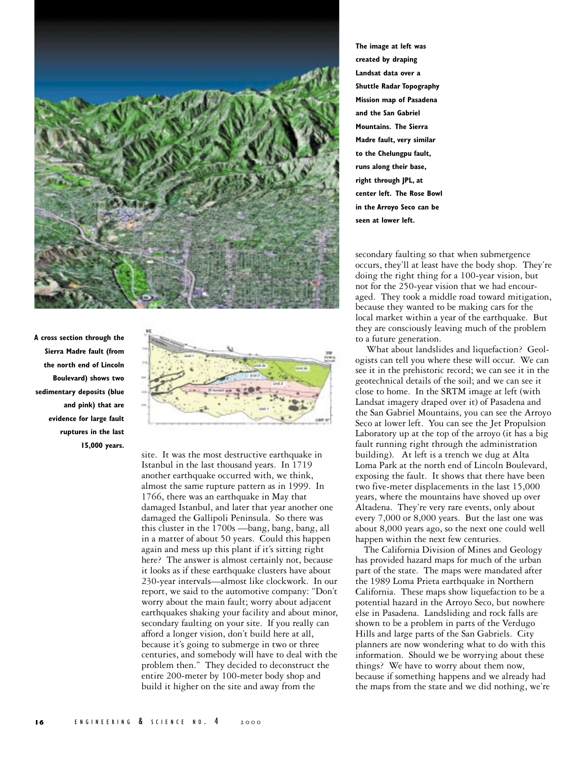The image at left was created by draping Landsat data over a Shuttle Radar Topography Mission map of Pasadena and the San Gabriel Mountains. The Sierra Madre fault, very similar to the Chelungpu fault, runs along their base, right through JPL, at center left. The Rose Bowl in the Arroyo Seco can be seen at lower left.

A cross section through the Sierra Madre fault (from the north end of Lincoln Boulevard) shows two sedimentary deposits (blue and pink) that are evidence for large fault ruptures in the last 15,000 years.

site. It was the most destructive earthquake in Istanbul in the last thousand years. In 1719 another earthquake occurred with, we think, almost the same rupture pattern as in 1999. In 1766, there was an earthquake in May that damaged Istanbul, and later that year another one damaged the Gallipoli Peninsula. So there was this cluster in the 1700s —bang, bang, bang, all in a matter of about 50 years. Could this happen again and mess up this plant if it's sitting right here? The answer is almost certainly not, because it looks as if these earthquake clusters have about 230-year intervals—almost like clockwork. In our report, we said to the automotive company: "Don't worry about the main fault; worry about adjacent earthquakes shaking your facility and about minor, secondary faulting on your site. If you really can afford a longer vision, don't build here at all, because it's going to submerge in two or three centuries, and somebody will have to deal with the problem then." They decided to deconstruct the entire 200-meter by 100-meter body shop and build it higher on the site and away from the secondary faulting so that when submergence occurs, they'll at least have the body shop. They're doing the right thing for a 100-year vision, but not for the 250-year vision that we had encouraged. They took a middle road toward mitigation, because they wanted to be making cars for the local market within a year of the earthquake. But they are consciously leaving much of the problem to a future generation.

What about landslides and liquefaction? Geologists can tell you where these will occur. We can see it in the prehistoric record; we can see it in the geotechnical details of the soil; and we can see it close to home. In the SRTM image at left (with Landsat imagery draped over it) of Pasadena and the San Gabriel Mountains, you can see the Arroyo Seco at lower left. You can see the Jet Propulsion Laboratory up at the top of the arroyo (it has a big fault running right through the administration building). At left is a trench we dug at Alta Loma Park at the north end of Lincoln Boulevard, exposing the fault. It shows that there have been two five-meter displacements in the last 15,000 years, where the mountains have shoved up over Altadena. They're very rare events, only about every 7,000 or 8,000 years. But the last one was about 8,000 years ago, so the next one could well happen within the next few centuries.

The California Division of Mines and Geology has provided hazard maps for much of the urban part of the state. The maps were mandated after the 1989 Loma Prieta earthquake in Northern California. These maps show liquefaction to be a potential hazard in the Arroyo Seco, but nowhere else in Pasadena. Landsliding and rock falls are shown to be a problem in parts of the Verdugo Hills and large parts of the San Gabriels. City planners are now wondering what to do with this information. Should we be worrying about these things? We have to worry about them now, because if something happens and we already had the maps from the state and we did nothing, we're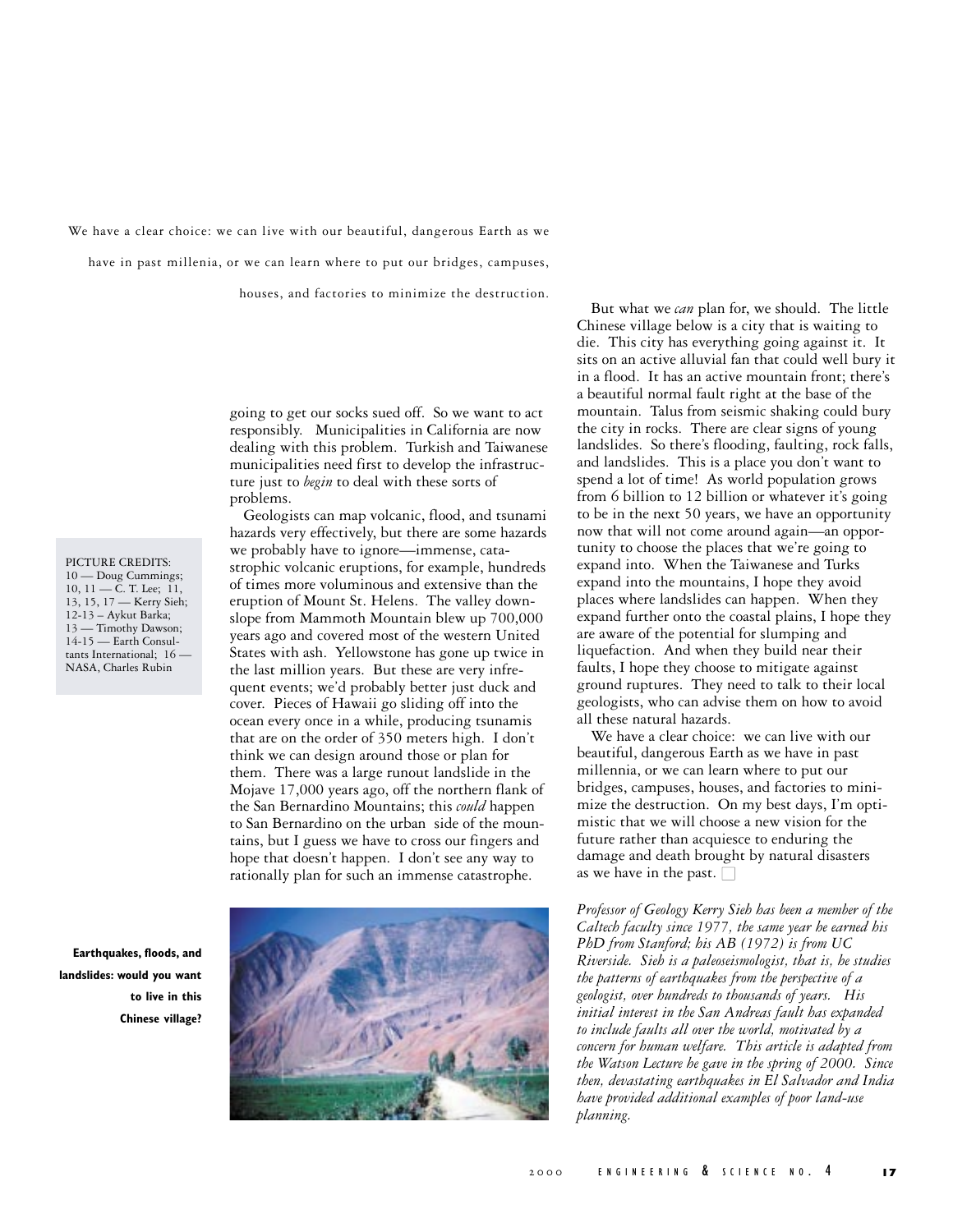We have a clear choice: we can live with our beautiful, dangerous Earth as we have in past millenia, or we can learn where to put our bridges, campuses, houses, and factories to minimize the destruction.

going to get our socks sued off. So we want to act responsibly. Municipalities in California are now dealing with this problem. Turkish and Taiwanese municipalities need first to develop the infrastructure just to *begin* to deal with these sorts of problems.

Geologists can map volcanic, flood, and tsunami hazards very effectively, but there are some hazards we probably have to ignore—immense, catastrophic volcanic eruptions, for example, hundreds of times more voluminous and extensive than the eruption of Mount St. Helens. The valley downslope from Mammoth Mountain blew up 700,000 years ago and covered most of the western United States with ash. Yellowstone has gone up twice in the last million years. But these are very infrequent events; we'd probably better just duck and cover. Pieces of Hawaii go sliding off into the ocean every once in a while, producing tsunamis that are on the order of 350 meters high. I don't think we can design around those or plan for them. There was a large runout landslide in the Mojave 17,000 years ago, off the northern flank of the San Bernardino Mountains; this *could* happen to San Bernardino on the urban side of the mountains, but I guess we have to cross our fingers and hope that doesn't happen. I don't see any way to rationally plan for such an immense catastrophe.

But what we *can* plan for, we should. The little Chinese village below is a city that is waiting to die. This city has everything going against it. It sits on an active alluvial fan that could well bury it in a flood. It has an active mountain front; there's a beautiful normal fault right at the base of the mountain. Talus from seismic shaking could bury the city in rocks. There are clear signs of young landslides. So there's flooding, faulting, rock falls, and landslides. This is a place you don't want to spend a lot of time! As world population grows from 6 billion to 12 billion or whatever it's going to be in the next 50 years, we have an opportunity now that will not come around again—an opportunity to choose the places that we're going to expand into. When the Taiwanese and Turks expand into the mountains, I hope they avoid places where landslides can happen. When they expand further onto the coastal plains, I hope they are aware of the potential for slumping and liquefaction. And when they build near their faults, I hope they choose to mitigate against ground ruptures. They need to talk to their local geologists, who can advise them on how to avoid all these natural hazards.

We have a clear choice: we can live with our beautiful, dangerous Earth as we have in past millennia, or we can learn where to put our bridges, campuses, houses, and factories to minimize the destruction. On my best days, I'm optimistic that we will choose a new vision for the future rather than acquiesce to enduring the damage and death brought by natural disasters as we have in the past. □

**Earthquakes, floods, and landslides: would you want to live in this Chinese village?**

*Professor of Geology Kerry Sieh has been a member of the Caltech faculty since 1977, the same year he earned his PhD from Stanford; his AB (1972) is from UC Riverside. Sieh is a paleoseismologist, that is, he studies the patterns of earthquakes from the perspective of a geologist, over hundreds to thousands of years. His initial interest in the San Andreas fault has expanded to include faults all over the world, motivated by a concern for human welfare. This article is adapted from the Watson Lecture he gave in the spring of 2000. Since then, devastating earthquakes in El Salvador and India have provided additional examples of poor land-use planning.*

PICTURE CREDITS: 10 — Doug Cummings; 10, 11 — C. T. Lee; 11, 13, 15, 17 — Kerry Sieh; 12-13 – Aykut Barka; 13 — Timothy Dawson; 14-15 — Earth Consultants International; 16 — NASA, Charles Rubin